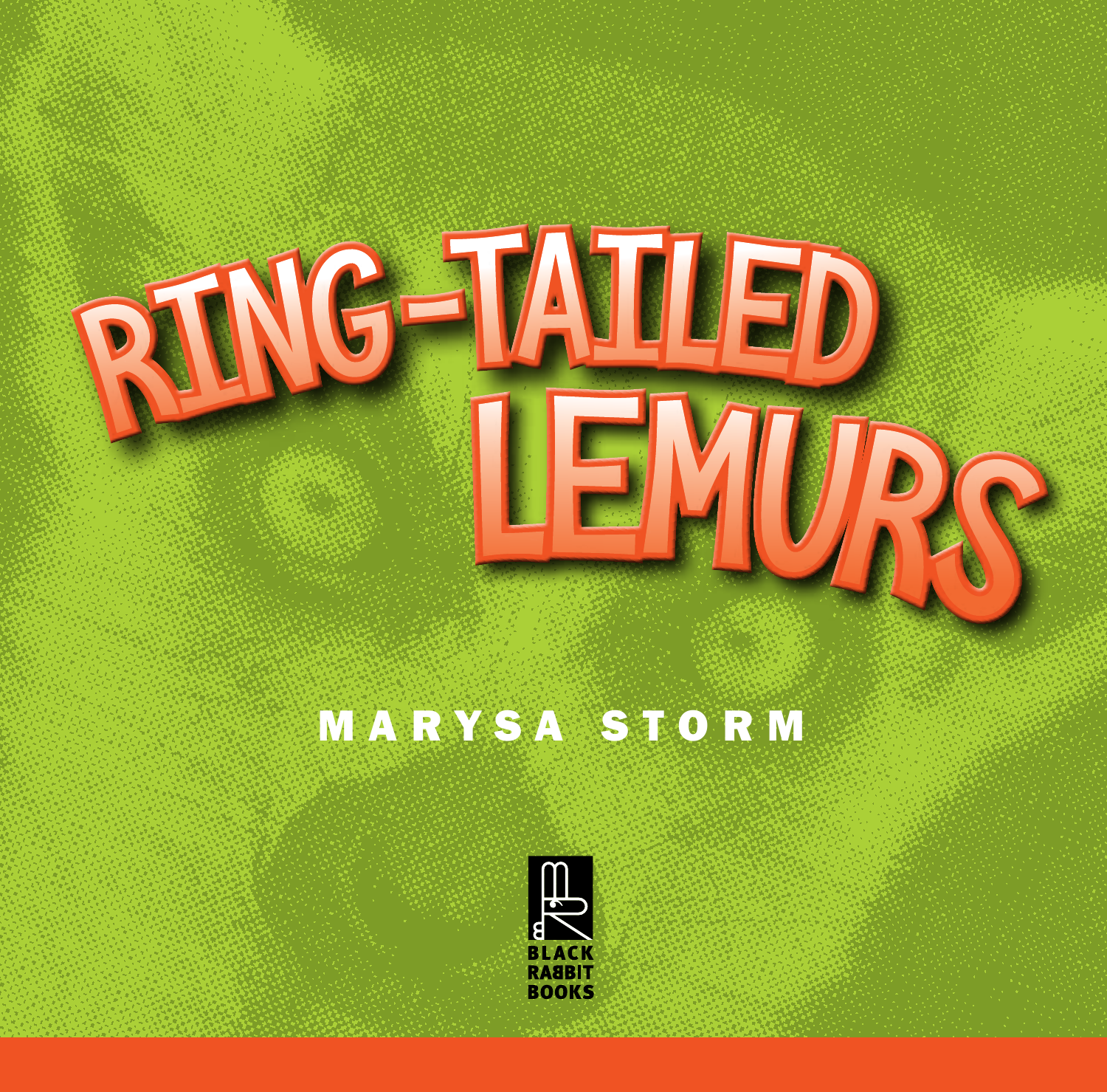# RING-TAILED LEMURS

MARYSA STORM

BLACK RABBIT BOOKS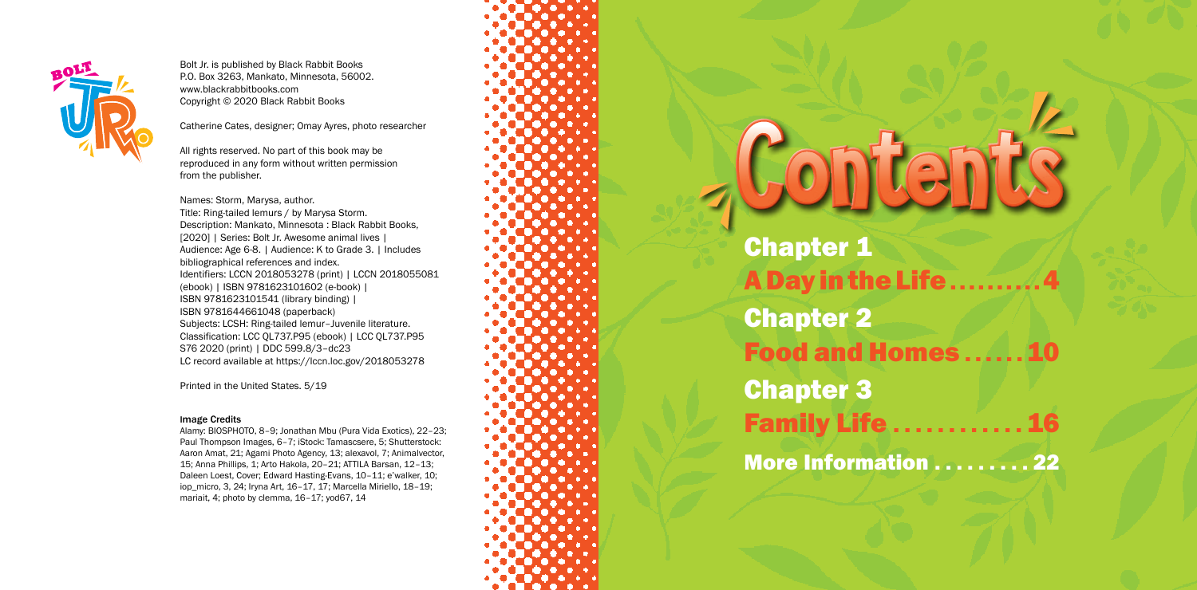Bolt Jr. is published by Black Rabbit Books
P.O. Box 3263, Mankato, Minnesota, 56002.
www.blackrabbitbooks.com
Copyright © 2020 Black Rabbit Books

Catherine Cates, designer; Omay Ayres, photo researcher

All rights reserved. No part of this book may be reproduced in any form without written permission from the publisher.

Names: Storm, Marysa, author.
Title: Ring-tailed lemurs / by Marysa Storm.
Description: Mankato, Minnesota : Black Rabbit Books, [2020] | Series: Bolt Jr. Awesome animal lives | Audience: Age 6-8. | Audience: K to Grade 3. | Includes bibliographical references and index.
Identifiers: LCCN 2018053278 (print) | LCCN 2018055081 (ebook) | ISBN 9781623101602 (e-book) | ISBN 9781623101541 (library binding) | ISBN 9781644661048 (paperback)
Subjects: LCSH: Ring-tailed lemur–Juvenile literature.
Classification: LCC QL737.P95 (ebook) | LCC QL737.P95 S76 2020 (print) | DDC 599.8/3–dc23
LC record available at https://lccn.loc.gov/2018053278

Printed in the United States. 5/19

**Image Credits**

Alamy: BIOSPHOTO, 8–9; Jonathan Mbu (Pura Vida Exotics), 22–23; Paul Thompson Images, 6–7; iStock: Tamascsere, 5; Shutterstock: Aaron Amat, 21; Agami Photo Agency, 13; alexavol, 7; Animalvector, 15; Anna Phillips, 1; Arto Hakola, 20–21; ATTILA Barsan, 12–13; Daleen Loest, Cover; Edward Hasting-Evans, 10–11; e'walker, 10; iop_micro, 3, 24; Iryna Art, 16–17, 17; Marcella Miriello, 18–19; mariait, 4; photo by clemma, 16–17; yod67, 14

# Contents

**Chapter 1**
**A Day in the Life . . . . . . . . . 4**

**Chapter 2**
**Food and Homes . . . . . . 10**

**Chapter 3**
**Family Life . . . . . . . . . . . . 16**

**More Information . . . . . . . . . 22**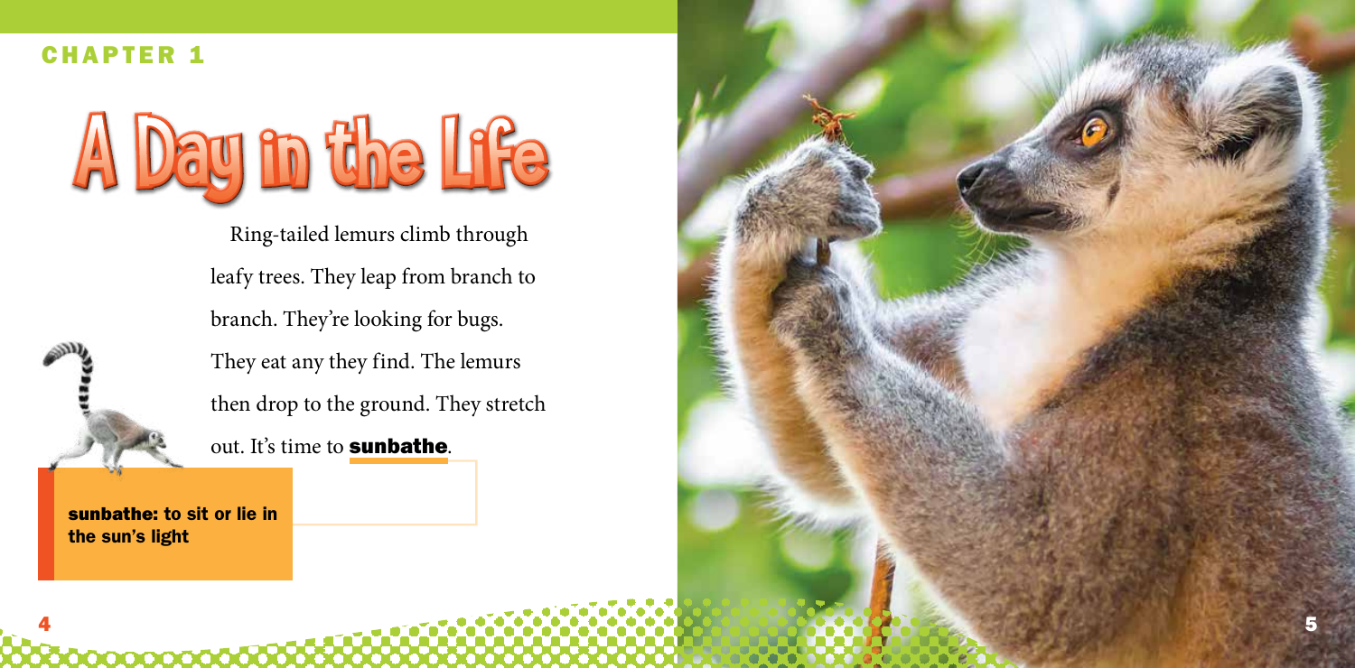CHAPTER 1

# A Day in the Life

Ring-tailed lemurs climb through leafy trees. They leap from branch to branch. They're looking for bugs. They eat any they find. The lemurs then drop to the ground. They stretch out. It's time to **sunbathe**.

**sunbathe: to sit or lie in the sun's light**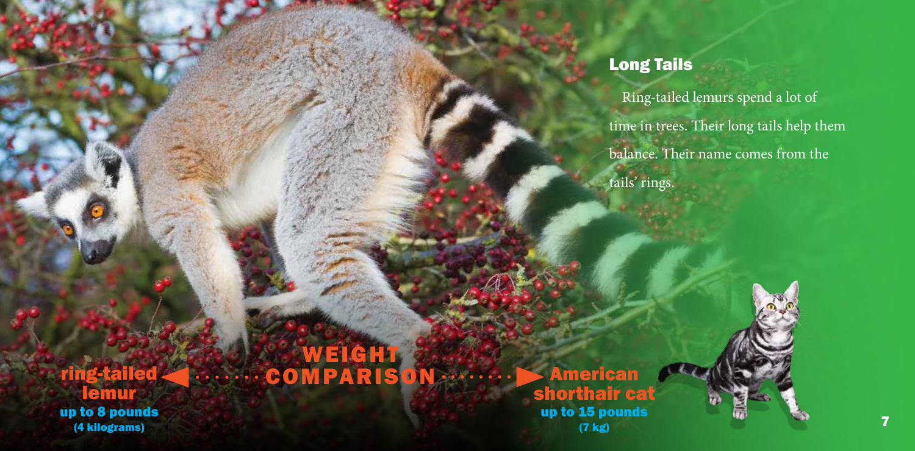## Long Tails

Ring-tailed lemurs spend a lot of time in trees. Their long tails help them balance. Their name comes from the tails' rings.

**WEIGHT COMPARISON**

**ring-tailed lemur**
up to 8 pounds
(4 kilograms)

**American shorthair cat**
up to 15 pounds
(7 kg)